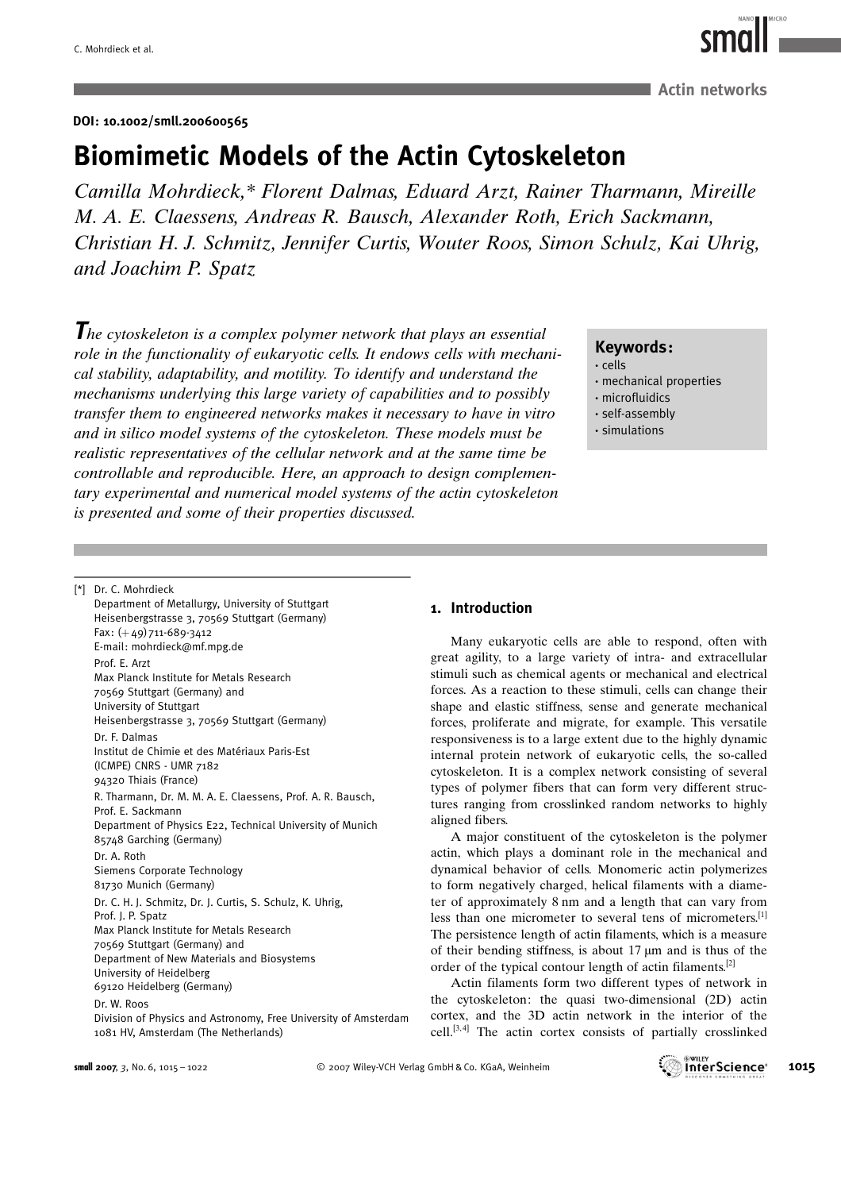**DOI: 10.1002/smll.200600565**

# Biomimetic Models of the Actin Cytoskeleton

*Camilla Mohrdieck,\* Florent Dalmas, Eduard Arzt, Rainer Tharmann, Mireille M. A. E. Claessens, Andreas R. Bausch, Alexander Roth, Erich Sackmann, Christian H. J. Schmitz, Jennifer Curtis, Wouter Roos, Simon Schulz, Kai Uhrig, and Joachim P. Spatz*

*The cytoskeleton is a complex polymer network that plays an essential role in the functionality of eukaryotic cells. It endows cells with mechanical stability, adaptability, and motility. To identify and understand the mechanisms underlying this large variety of capabilities and to possibly transfer them to engineered networks makes it necessary to have in vitro and in silico model systems of the cytoskeleton. These models must be realistic representatives of the cellular network and at the same time be controllable and reproducible. Here, an approach to design complementary experimental and numerical model systems of the actin cytoskeleton is presented and some of their properties discussed.*

**Keywords:**
- cells
- mechanical properties
- microfluidics
- self-assembly
- simulations

[\*] Dr. C. Mohrdieck
Department of Metallurgy, University of Stuttgart
Heisenbergstrasse 3, 70569 Stuttgart (Germany)
Fax: (+49) 711-689-3412
E-mail: mohrdieck@mf.mpg.de

Prof. E. Arzt
Max Planck Institute for Metals Research
70569 Stuttgart (Germany) and
University of Stuttgart
Heisenbergstrasse 3, 70569 Stuttgart (Germany)

Dr. F. Dalmas
Institut de Chimie et des Matériaux Paris-Est
(ICMPE) CNRS - UMR 7182
94320 Thiais (France)

R. Tharmann, Dr. M. M. A. E. Claessens, Prof. A. R. Bausch, Prof. E. Sackmann
Department of Physics E22, Technical University of Munich
85748 Garching (Germany)

Dr. A. Roth
Siemens Corporate Technology
81730 Munich (Germany)

Dr. C. H. J. Schmitz, Dr. J. Curtis, S. Schulz, K. Uhrig, Prof. J. P. Spatz
Max Planck Institute for Metals Research
70569 Stuttgart (Germany) and
Department of New Materials and Biosystems
University of Heidelberg
69120 Heidelberg (Germany)

Dr. W. Roos
Division of Physics and Astronomy, Free University of Amsterdam
1081 HV, Amsterdam (The Netherlands)

## 1. Introduction

Many eukaryotic cells are able to respond, often with great agility, to a large variety of intra- and extracellular stimuli such as chemical agents or mechanical and electrical forces. As a reaction to these stimuli, cells can change their shape and elastic stiffness, sense and generate mechanical forces, proliferate and migrate, for example. This versatile responsiveness is to a large extent due to the highly dynamic internal protein network of eukaryotic cells, the so-called cytoskeleton. It is a complex network consisting of several types of polymer fibers that can form very different structures ranging from crosslinked random networks to highly aligned fibers.

A major constituent of the cytoskeleton is the polymer actin, which plays a dominant role in the mechanical and dynamical behavior of cells. Monomeric actin polymerizes to form negatively charged, helical filaments with a diameter of approximately 8 nm and a length that can vary from less than one micrometer to several tens of micrometers.[1] The persistence length of actin filaments, which is a measure of their bending stiffness, is about 17 μm and is thus of the order of the typical contour length of actin filaments.[2]

Actin filaments form two different types of network in the cytoskeleton: the quasi two-dimensional (2D) actin cortex, and the 3D actin network in the interior of the cell.[3,4] The actin cortex consists of partially crosslinked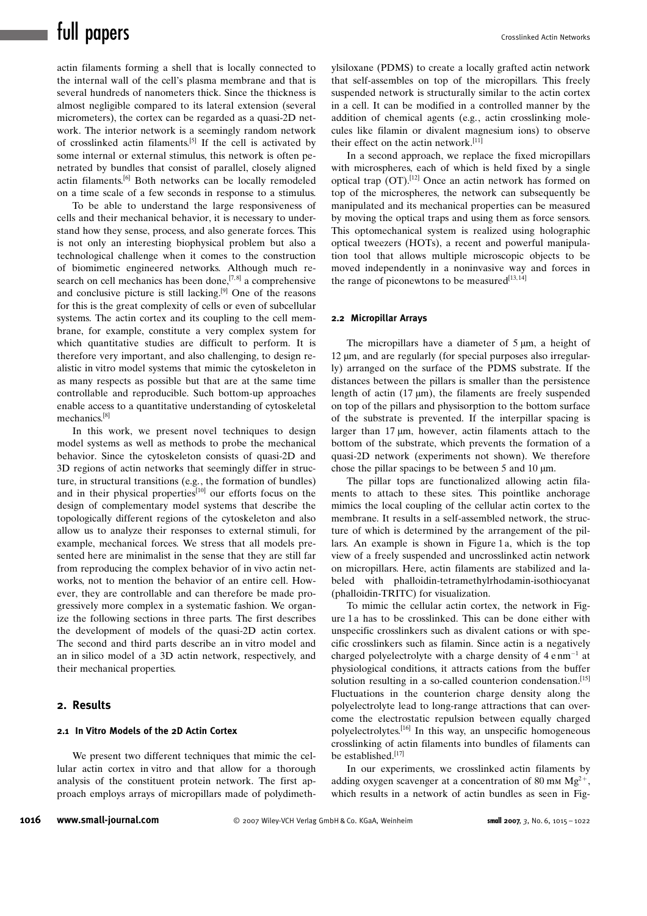actin filaments forming a shell that is locally connected to the internal wall of the cell's plasma membrane and that is several hundreds of nanometers thick. Since the thickness is almost negligible compared to its lateral extension (several micrometers), the cortex can be regarded as a quasi-2D network. The interior network is a seemingly random network of crosslinked actin filaments.[5] If the cell is activated by some internal or external stimulus, this network is often penetrated by bundles that consist of parallel, closely aligned actin filaments.[6] Both networks can be locally remodeled on a time scale of a few seconds in response to a stimulus.

To be able to understand the large responsiveness of cells and their mechanical behavior, it is necessary to understand how they sense, process, and also generate forces. This is not only an interesting biophysical problem but also a technological challenge when it comes to the construction of biomimetic engineered networks. Although much research on cell mechanics has been done,[7,8] a comprehensive and conclusive picture is still lacking.[9] One of the reasons for this is the great complexity of cells or even of subcellular systems. The actin cortex and its coupling to the cell membrane, for example, constitute a very complex system for which quantitative studies are difficult to perform. It is therefore very important, and also challenging, to design realistic in vitro model systems that mimic the cytoskeleton in as many respects as possible but that are at the same time controllable and reproducible. Such bottom-up approaches enable access to a quantitative understanding of cytoskeletal mechanics.[8]

In this work, we present novel techniques to design model systems as well as methods to probe the mechanical behavior. Since the cytoskeleton consists of quasi-2D and 3D regions of actin networks that seemingly differ in structure, in structural transitions (e.g., the formation of bundles) and in their physical properties[10] our efforts focus on the design of complementary model systems that describe the topologically different regions of the cytoskeleton and also allow us to analyze their responses to external stimuli, for example, mechanical forces. We stress that all models presented here are minimalist in the sense that they are still far from reproducing the complex behavior of in vivo actin networks, not to mention the behavior of an entire cell. However, they are controllable and can therefore be made progressively more complex in a systematic fashion. We organize the following sections in three parts. The first describes the development of models of the quasi-2D actin cortex. The second and third parts describe an in vitro model and an in silico model of a 3D actin network, respectively, and their mechanical properties.

## 2. Results

### 2.1 In Vitro Models of the 2D Actin Cortex

We present two different techniques that mimic the cellular actin cortex in vitro and that allow for a thorough analysis of the constituent protein network. The first approach employs arrays of micropillars made of polydimethylsiloxane (PDMS) to create a locally grafted actin network that self-assembles on top of the micropillars. This freely suspended network is structurally similar to the actin cortex in a cell. It can be modified in a controlled manner by the addition of chemical agents (e.g., actin crosslinking molecules like filamin or divalent magnesium ions) to observe their effect on the actin network.[11]

In a second approach, we replace the fixed micropillars with microspheres, each of which is held fixed by a single optical trap (OT).[12] Once an actin network has formed on top of the microspheres, the network can subsequently be manipulated and its mechanical properties can be measured by moving the optical traps and using them as force sensors. This optomechanical system is realized using holographic optical tweezers (HOTs), a recent and powerful manipulation tool that allows multiple microscopic objects to be moved independently in a noninvasive way and forces in the range of piconewtons to be measured[13,14]

### 2.2 Micropillar Arrays

The micropillars have a diameter of 5 μm, a height of 12 μm, and are regularly (for special purposes also irregularly) arranged on the surface of the PDMS substrate. If the distances between the pillars is smaller than the persistence length of actin (17 μm), the filaments are freely suspended on top of the pillars and physisorption to the bottom surface of the substrate is prevented. If the interpillar spacing is larger than 17 μm, however, actin filaments attach to the bottom of the substrate, which prevents the formation of a quasi-2D network (experiments not shown). We therefore chose the pillar spacings to be between 5 and 10 μm.

The pillar tops are functionalized allowing actin filaments to attach to these sites. This pointlike anchorage mimics the local coupling of the cellular actin cortex to the membrane. It results in a self-assembled network, the structure of which is determined by the arrangement of the pillars. An example is shown in Figure 1a, which is the top view of a freely suspended and uncrosslinked actin network on micropillars. Here, actin filaments are stabilized and labeled with phalloidin-tetramethylrhodamin-isothiocyanat (phalloidin-TRITC) for visualization.

To mimic the cellular actin cortex, the network in Figure 1a has to be crosslinked. This can be done either with unspecific crosslinkers such as divalent cations or with specific crosslinkers such as filamin. Since actin is a negatively charged polyelectrolyte with a charge density of 4 e nm$^{-1}$ at physiological conditions, it attracts cations from the buffer solution resulting in a so-called counterion condensation.[15] Fluctuations in the counterion charge density along the polyelectrolyte lead to long-range attractions that can overcome the electrostatic repulsion between equally charged polyelectrolytes.[16] In this way, an unspecific homogeneous crosslinking of actin filaments into bundles of filaments can be established.[17]

In our experiments, we crosslinked actin filaments by adding oxygen scavenger at a concentration of 80 mM $Mg^{2+}$, which results in a network of actin bundles as seen in Fig-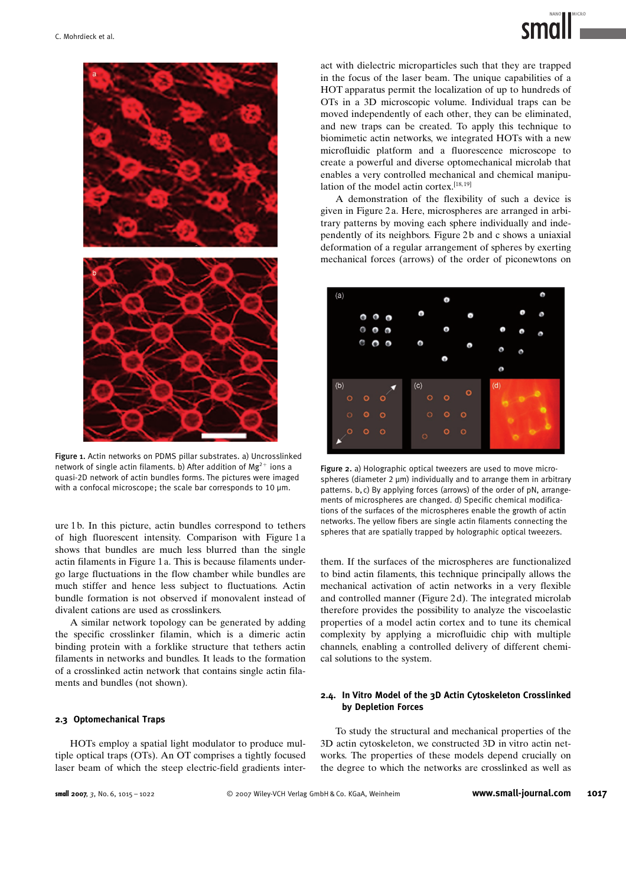Figure 1. Actin networks on PDMS pillar substrates. a) Uncrosslinked network of single actin filaments. b) After addition of $Mg^{2+}$ ions a quasi-2D network of actin bundles forms. The pictures were imaged with a confocal microscope; the scale bar corresponds to 10 μm.

ure 1 b. In this picture, actin bundles correspond to tethers of high fluorescent intensity. Comparison with Figure 1 a shows that bundles are much less blurred than the single actin filaments in Figure 1 a. This is because filaments undergo large fluctuations in the flow chamber while bundles are much stiffer and hence less subject to fluctuations. Actin bundle formation is not observed if monovalent instead of divalent cations are used as crosslinkers.

A similar network topology can be generated by adding the specific crosslinker filamin, which is a dimeric actin binding protein with a forklike structure that tethers actin filaments in networks and bundles. It leads to the formation of a crosslinked actin network that contains single actin filaments and bundles (not shown).

### 2.3 Optomechanical Traps

HOTs employ a spatial light modulator to produce multiple optical traps (OTs). An OT comprises a tightly focused laser beam of which the steep electric-field gradients interact with dielectric microparticles such that they are trapped in the focus of the laser beam. The unique capabilities of a HOT apparatus permit the localization of up to hundreds of OTs in a 3D microscopic volume. Individual traps can be moved independently of each other, they can be eliminated, and new traps can be created. To apply this technique to biomimetic actin networks, we integrated HOTs with a new microfluidic platform and a fluorescence microscope to create a powerful and diverse optomechanical microlab that enables a very controlled mechanical and chemical manipulation of the model actin cortex.[18,19]

A demonstration of the flexibility of such a device is given in Figure 2 a. Here, microspheres are arranged in arbitrary patterns by moving each sphere individually and independently of its neighbors. Figure 2 b and c shows a uniaxial deformation of a regular arrangement of spheres by exerting mechanical forces (arrows) of the order of piconewtons on them. If the surfaces of the microspheres are functionalized to bind actin filaments, this technique principally allows the mechanical activation of actin networks in a very flexible and controlled manner (Figure 2 d). The integrated microlab therefore provides the possibility to analyze the viscoelastic properties of a model actin cortex and to tune its chemical complexity by applying a microfluidic chip with multiple channels, enabling a controlled delivery of different chemical solutions to the system.

Figure 2. a) Holographic optical tweezers are used to move microspheres (diameter 2 μm) individually and to arrange them in arbitrary patterns. b, c) By applying forces (arrows) of the order of pN, arrangements of microspheres are changed. d) Specific chemical modifications of the surfaces of the microspheres enable the growth of actin networks. The yellow fibers are single actin filaments connecting the spheres that are spatially trapped by holographic optical tweezers.

### 2.4. In Vitro Model of the 3D Actin Cytoskeleton Crosslinked by Depletion Forces

To study the structural and mechanical properties of the 3D actin cytoskeleton, we constructed 3D in vitro actin networks. The properties of these models depend crucially on the degree to which the networks are crosslinked as well as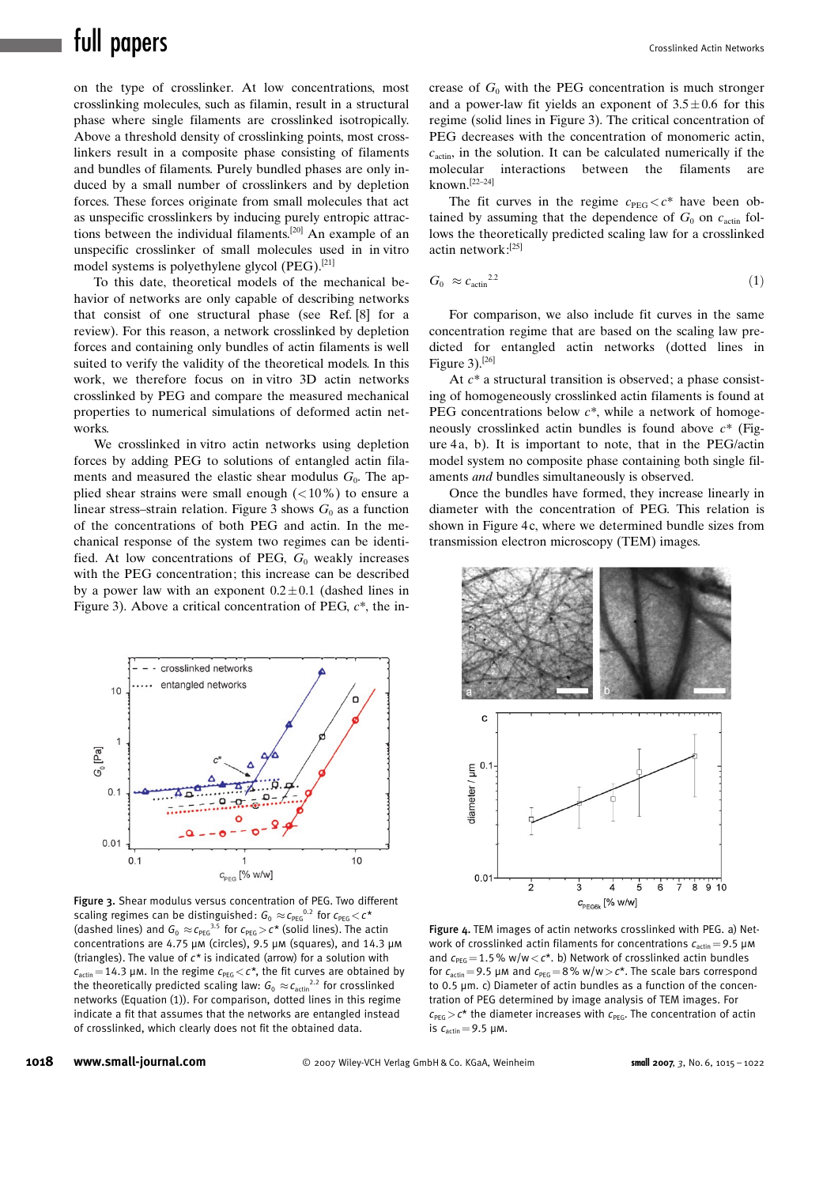on the type of crosslinker. At low concentrations, most crosslinking molecules, such as filamin, result in a structural phase where single filaments are crosslinked isotropically. Above a threshold density of crosslinking points, most crosslinkers result in a composite phase consisting of filaments and bundles of filaments. Purely bundled phases are only induced by a small number of crosslinkers and by depletion forces. These forces originate from small molecules that act as unspecific crosslinkers by inducing purely entropic attractions between the individual filaments.[20] An example of an unspecific crosslinker of small molecules used in in vitro model systems is polyethylene glycol (PEG).[21]

To this date, theoretical models of the mechanical behavior of networks are only capable of describing networks that consist of one structural phase (see Ref. [8] for a review). For this reason, a network crosslinked by depletion forces and containing only bundles of actin filaments is well suited to verify the validity of the theoretical models. In this work, we therefore focus on in vitro 3D actin networks crosslinked by PEG and compare the measured mechanical properties to numerical simulations of deformed actin networks.

We crosslinked in vitro actin networks using depletion forces by adding PEG to solutions of entangled actin filaments and measured the elastic shear modulus $G_0$. The applied shear strains were small enough (<10%) to ensure a linear stress–strain relation. Figure 3 shows $G_0$ as a function of the concentrations of both PEG and actin. In the mechanical response of the system two regimes can be identified. At low concentrations of PEG, $G_0$ weakly increases with the PEG concentration; this increase can be described by a power law with an exponent $0.2\pm0.1$ (dashed lines in Figure 3). Above a critical concentration of PEG, $c^*$, the increase of $G_0$ with the PEG concentration is much stronger and a power-law fit yields an exponent of $3.5\pm0.6$ for this regime (solid lines in Figure 3). The critical concentration of PEG decreases with the concentration of monomeric actin, $c_{\text{actin}}$, in the solution. It can be calculated numerically if the molecular interactions between the filaments are known.[22–24]

The fit curves in the regime $c_{\text{PEG}} < c^*$ have been obtained by assuming that the dependence of $G_0$ on $c_{\text{actin}}$ follows the theoretically predicted scaling law for a crosslinked actin network:[25]

$$G_0 \approx c_{\text{actin}}^{2.2} \tag{1}$$

For comparison, we also include fit curves in the same concentration regime that are based on the scaling law predicted for entangled actin networks (dotted lines in Figure 3).[26]

At $c^*$ a structural transition is observed; a phase consisting of homogeneously crosslinked actin filaments is found at PEG concentrations below $c^*$, while a network of homogeneously crosslinked actin bundles is found above $c^*$ (Figure 4a, b). It is important to note, that in the PEG/actin model system no composite phase containing both single filaments *and* bundles simultaneously is observed.

Once the bundles have formed, they increase linearly in diameter with the concentration of PEG. This relation is shown in Figure 4c, where we determined bundle sizes from transmission electron microscopy (TEM) images.

**Figure 3.** Shear modulus versus concentration of PEG. Two different scaling regimes can be distinguished: $G_0 \approx c_{\text{PEG}}^{0.2}$ for $c_{\text{PEG}} < c^*$ (dashed lines) and $G_0 \approx c_{\text{PEG}}^{3.5}$ for $c_{\text{PEG}} > c^*$ (solid lines). The actin concentrations are 4.75 µM (circles), 9.5 µM (squares), and 14.3 µM (triangles). The value of $c^*$ is indicated (arrow) for a solution with $c_{\text{actin}} = 14.3$ µM. In the regime $c_{\text{PEG}} < c^*$, the fit curves are obtained by the theoretically predicted scaling law: $G_0 \approx c_{\text{actin}}^{2.2}$ for crosslinked networks (Equation (1)). For comparison, dotted lines in this regime indicate a fit that assumes that the networks are entangled instead of crosslinked, which clearly does not fit the obtained data.

**Figure 4.** TEM images of actin networks crosslinked with PEG. a) Network of crosslinked actin filaments for concentrations $c_{\text{actin}} = 9.5$ µM and $c_{\text{PEG}} = 1.5$ % w/w < $c^*$. b) Network of crosslinked actin bundles for $c_{\text{actin}} = 9.5$ µM and $c_{\text{PEG}} = 8$ % w/w > $c^*$. The scale bars correspond to 0.5 µm. c) Diameter of actin bundles as a function of the concentration of PEG determined by image analysis of TEM images. For $c_{\text{PEG}} > c^*$ the diameter increases with $c_{\text{PEG}}$. The concentration of actin is $c_{\text{actin}} = 9.5$ µM.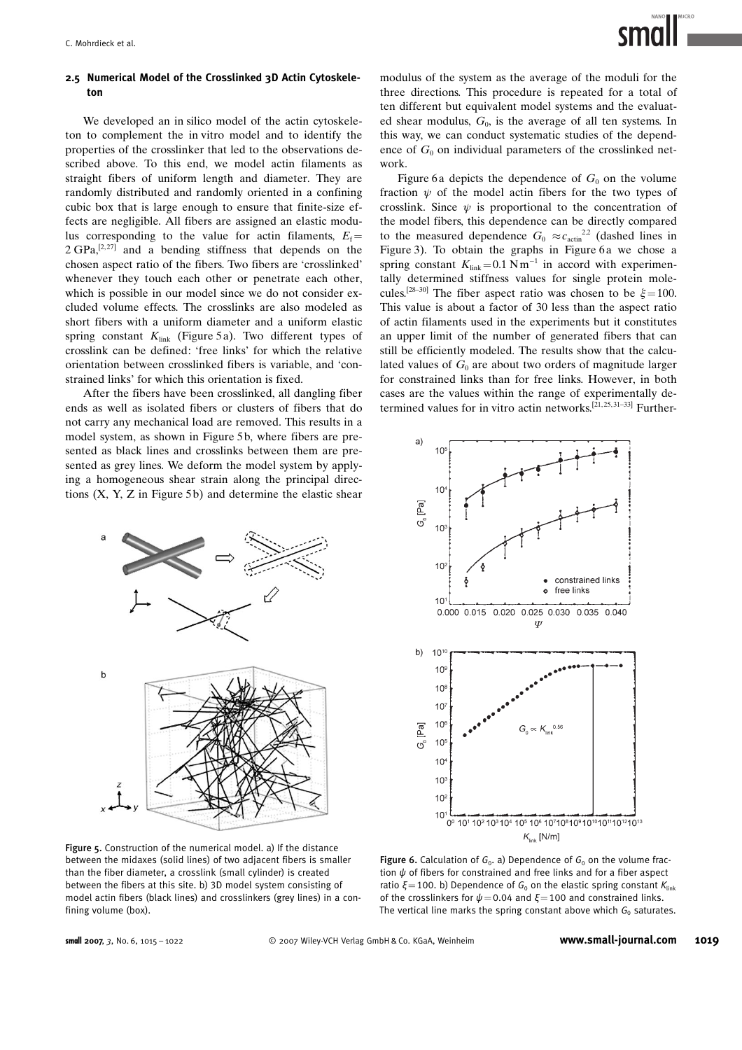### 2.5 Numerical Model of the Crosslinked 3D Actin Cytoskeleton

We developed an in silico model of the actin cytoskeleton to complement the in vitro model and to identify the properties of the crosslinker that led to the observations described above. To this end, we model actin filaments as straight fibers of uniform length and diameter. They are randomly distributed and randomly oriented in a confining cubic box that is large enough to ensure that finite-size effects are negligible. All fibers are assigned an elastic modulus corresponding to the value for actin filaments, $E_f = 2$ GPa,[2,27] and a bending stiffness that depends on the chosen aspect ratio of the fibers. Two fibers are 'crosslinked' whenever they touch each other or penetrate each other, which is possible in our model since we do not consider excluded volume effects. The crosslinks are also modeled as short fibers with a uniform diameter and a uniform elastic spring constant $K_{link}$ (Figure 5a). Two different types of crosslink can be defined: 'free links' for which the relative orientation between crosslinked fibers is variable, and 'constrained links' for which this orientation is fixed.

After the fibers have been crosslinked, all dangling fiber ends as well as isolated fibers or clusters of fibers that do not carry any mechanical load are removed. This results in a model system, as shown in Figure 5b, where fibers are presented as black lines and crosslinks between them are presented as grey lines. We deform the model system by applying a homogeneous shear strain along the principal directions (X, Y, Z in Figure 5b) and determine the elastic shear modulus of the system as the average of the moduli for the three directions. This procedure is repeated for a total of ten different but equivalent model systems and the evaluated shear modulus, $G_0$, is the average of all ten systems. In this way, we can conduct systematic studies of the dependence of $G_0$ on individual parameters of the crosslinked network.

Figure 5. Construction of the numerical model. a) If the distance between the midaxes (solid lines) of two adjacent fibers is smaller than the fiber diameter, a crosslink (small cylinder) is created between the fibers at this site. b) 3D model system consisting of model actin fibers (black lines) and crosslinkers (grey lines) in a confining volume (box).

Figure 6a depicts the dependence of $G_0$ on the volume fraction $\psi$ of the model actin fibers for the two types of crosslink. Since $\psi$ is proportional to the concentration of the model fibers, this dependence can be directly compared to the measured dependence $G_0 \approx c_{actin}^{2.2}$ (dashed lines in Figure 3). To obtain the graphs in Figure 6a we chose a spring constant $K_{link} = 0.1$ N m$^{-1}$ in accord with experimentally determined stiffness values for single protein molecules.[28–30] The fiber aspect ratio was chosen to be $\xi = 100$. This value is about a factor of 30 less than the aspect ratio of actin filaments used in the experiments but it constitutes an upper limit of the number of generated fibers that can still be efficiently modeled. The results show that the calculated values of $G_0$ are about two orders of magnitude larger for constrained links than for free links. However, in both cases are the values within the range of experimentally determined values for in vitro actin networks.[21,25,31–33] Further-

Figure 6. Calculation of $G_0$. a) Dependence of $G_0$ on the volume fraction $\psi$ of fibers for constrained and free links and for a fiber aspect ratio $\xi = 100$. b) Dependence of $G_0$ on the elastic spring constant $K_{link}$ of the crosslinkers for $\psi = 0.04$ and $\xi = 100$ and constrained links. The vertical line marks the spring constant above which $G_0$ saturates.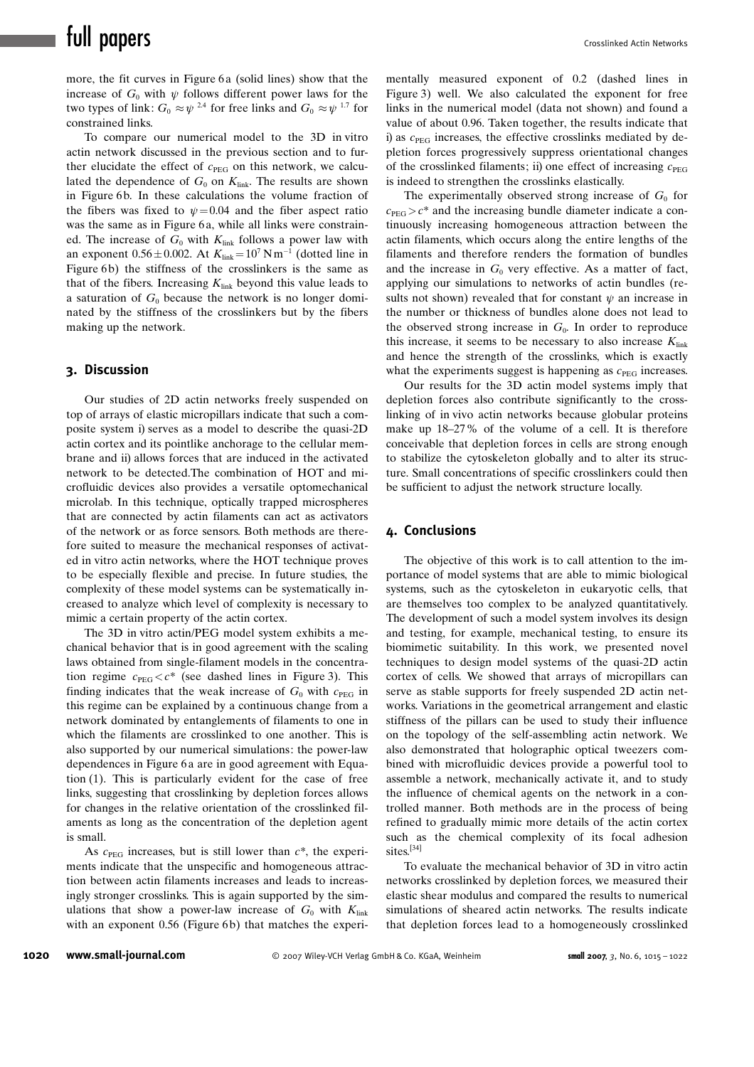more, the fit curves in Figure 6a (solid lines) show that the increase of $G_0$ with $\psi$ follows different power laws for the two types of link: $G_0 \approx \psi^{2.4}$ for free links and $G_0 \approx \psi^{1.7}$ for constrained links.

To compare our numerical model to the 3D in vitro actin network discussed in the previous section and to further elucidate the effect of $c_{PEG}$ on this network, we calculated the dependence of $G_0$ on $K_{link}$. The results are shown in Figure 6b. In these calculations the volume fraction of the fibers was fixed to $\psi = 0.04$ and the fiber aspect ratio was the same as in Figure 6a, while all links were constrained. The increase of $G_0$ with $K_{link}$ follows a power law with an exponent $0.56 \pm 0.002$. At $K_{link} = 10^7\ \text{N m}^{-1}$ (dotted line in Figure 6b) the stiffness of the crosslinkers is the same as that of the fibers. Increasing $K_{link}$ beyond this value leads to a saturation of $G_0$ because the network is no longer dominated by the stiffness of the crosslinkers but by the fibers making up the network.

## 3. Discussion

Our studies of 2D actin networks freely suspended on top of arrays of elastic micropillars indicate that such a composite system i) serves as a model to describe the quasi-2D actin cortex and its pointlike anchorage to the cellular membrane and ii) allows forces that are induced in the activated network to be detected.The combination of HOT and microfluidic devices also provides a versatile optomechanical microlab. In this technique, optically trapped microspheres that are connected by actin filaments can act as activators of the network or as force sensors. Both methods are therefore suited to measure the mechanical responses of activated in vitro actin networks, where the HOT technique proves to be especially flexible and precise. In future studies, the complexity of these model systems can be systematically increased to analyze which level of complexity is necessary to mimic a certain property of the actin cortex.

The 3D in vitro actin/PEG model system exhibits a mechanical behavior that is in good agreement with the scaling laws obtained from single-filament models in the concentration regime $c_{PEG} < c^*$ (see dashed lines in Figure 3). This finding indicates that the weak increase of $G_0$ with $c_{PEG}$ in this regime can be explained by a continuous change from a network dominated by entanglements of filaments to one in which the filaments are crosslinked to one another. This is also supported by our numerical simulations: the power-law dependences in Figure 6a are in good agreement with Equation (1). This is particularly evident for the case of free links, suggesting that crosslinking by depletion forces allows for changes in the relative orientation of the crosslinked filaments as long as the concentration of the depletion agent is small.

As $c_{PEG}$ increases, but is still lower than $c^*$, the experiments indicate that the unspecific and homogeneous attraction between actin filaments increases and leads to increasingly stronger crosslinks. This is again supported by the simulations that show a power-law increase of $G_0$ with $K_{link}$ with an exponent 0.56 (Figure 6b) that matches the experimentally measured exponent of 0.2 (dashed lines in Figure 3) well. We also calculated the exponent for free links in the numerical model (data not shown) and found a value of about 0.96. Taken together, the results indicate that i) as $c_{PEG}$ increases, the effective crosslinks mediated by depletion forces progressively suppress orientational changes of the crosslinked filaments; ii) one effect of increasing $c_{PEG}$ is indeed to strengthen the crosslinks elastically.

The experimentally observed strong increase of $G_0$ for $c_{PEG} > c^*$ and the increasing bundle diameter indicate a continuously increasing homogeneous attraction between the actin filaments, which occurs along the entire lengths of the filaments and therefore renders the formation of bundles and the increase in $G_0$ very effective. As a matter of fact, applying our simulations to networks of actin bundles (results not shown) revealed that for constant $\psi$ an increase in the number or thickness of bundles alone does not lead to the observed strong increase in $G_0$. In order to reproduce this increase, it seems to be necessary to also increase $K_{link}$ and hence the strength of the crosslinks, which is exactly what the experiments suggest is happening as $c_{PEG}$ increases.

Our results for the 3D actin model systems imply that depletion forces also contribute significantly to the crosslinking of in vivo actin networks because globular proteins make up 18–27% of the volume of a cell. It is therefore conceivable that depletion forces in cells are strong enough to stabilize the cytoskeleton globally and to alter its structure. Small concentrations of specific crosslinkers could then be sufficient to adjust the network structure locally.

## 4. Conclusions

The objective of this work is to call attention to the importance of model systems that are able to mimic biological systems, such as the cytoskeleton in eukaryotic cells, that are themselves too complex to be analyzed quantitatively. The development of such a model system involves its design and testing, for example, mechanical testing, to ensure its biomimetic suitability. In this work, we presented novel techniques to design model systems of the quasi-2D actin cortex of cells. We showed that arrays of micropillars can serve as stable supports for freely suspended 2D actin networks. Variations in the geometrical arrangement and elastic stiffness of the pillars can be used to study their influence on the topology of the self-assembling actin network. We also demonstrated that holographic optical tweezers combined with microfluidic devices provide a powerful tool to assemble a network, mechanically activate it, and to study the influence of chemical agents on the network in a controlled manner. Both methods are in the process of being refined to gradually mimic more details of the actin cortex such as the chemical complexity of its focal adhesion sites.[34]

To evaluate the mechanical behavior of 3D in vitro actin networks crosslinked by depletion forces, we measured their elastic shear modulus and compared the results to numerical simulations of sheared actin networks. The results indicate that depletion forces lead to a homogeneously crosslinked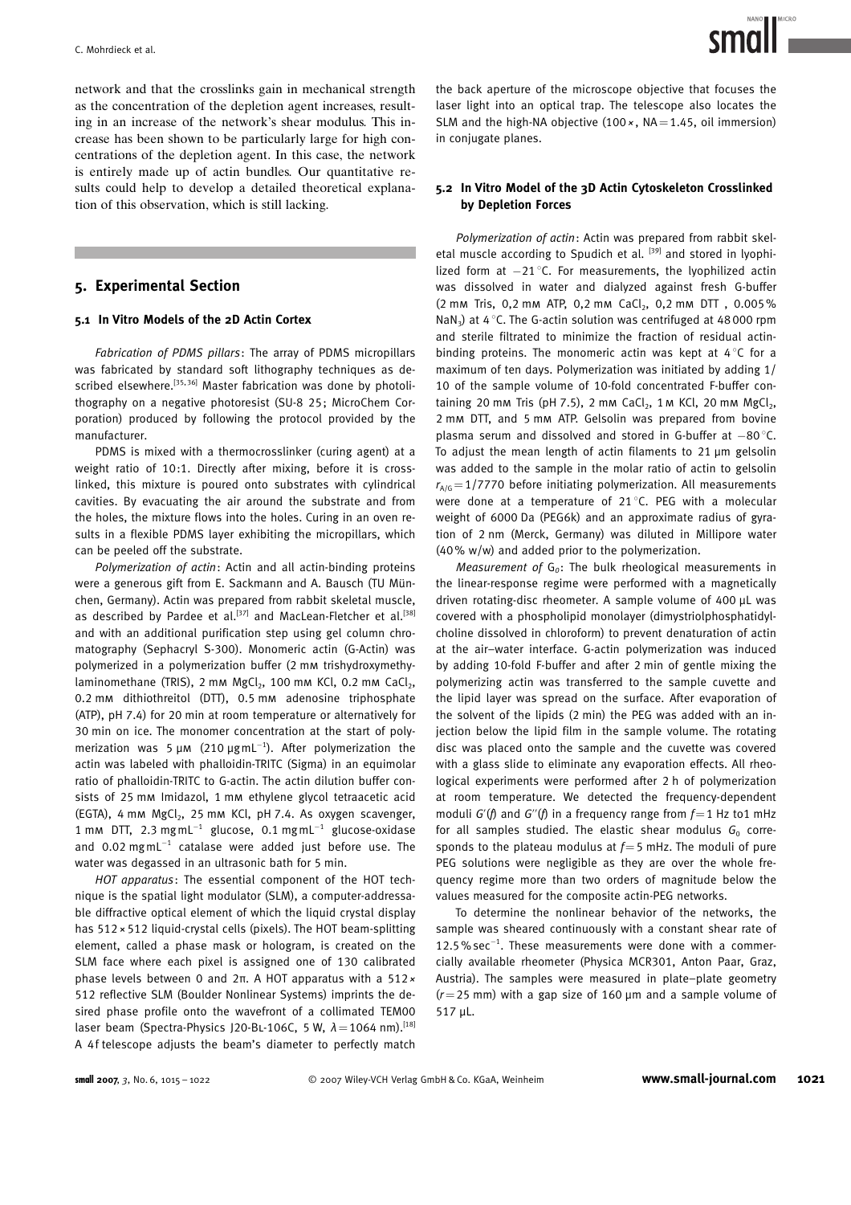network and that the crosslinks gain in mechanical strength as the concentration of the depletion agent increases, resulting in an increase of the network's shear modulus. This increase has been shown to be particularly large for high concentrations of the depletion agent. In this case, the network is entirely made up of actin bundles. Our quantitative results could help to develop a detailed theoretical explanation of this observation, which is still lacking.

## 5. Experimental Section

### 5.1 In Vitro Models of the 2D Actin Cortex

*Fabrication of PDMS pillars*: The array of PDMS micropillars was fabricated by standard soft lithography techniques as described elsewhere.[35,36] Master fabrication was done by photolithography on a negative photoresist (SU-8 25; MicroChem Corporation) produced by following the protocol provided by the manufacturer.

PDMS is mixed with a thermocrosslinker (curing agent) at a weight ratio of 10:1. Directly after mixing, before it is crosslinked, this mixture is poured onto substrates with cylindrical cavities. By evacuating the air around the substrate and from the holes, the mixture flows into the holes. Curing in an oven results in a flexible PDMS layer exhibiting the micropillars, which can be peeled off the substrate.

*Polymerization of actin*: Actin and all actin-binding proteins were a generous gift from E. Sackmann and A. Bausch (TU München, Germany). Actin was prepared from rabbit skeletal muscle, as described by Pardee et al.[37] and MacLean-Fletcher et al.[38] and with an additional purification step using gel column chromatography (Sephacryl S-300). Monomeric actin (G-Actin) was polymerized in a polymerization buffer (2 mM trishydroxymethylaminomethane (TRIS), 2 mM $MgCl_2$, 100 mM KCl, 0.2 mM $CaCl_2$, 0.2 mM dithiothreitol (DTT), 0.5 mM adenosine triphosphate (ATP), pH 7.4) for 20 min at room temperature or alternatively for 30 min on ice. The monomer concentration at the start of polymerization was 5 μM (210 μg mL$^{-1}$). After polymerization the actin was labeled with phalloidin-TRITC (Sigma) in an equimolar ratio of phalloidin-TRITC to G-actin. The actin dilution buffer consists of 25 mM Imidazol, 1 mM ethylene glycol tetraacetic acid (EGTA), 4 mM $MgCl_2$, 25 mM KCl, pH 7.4. As oxygen scavenger, 1 mM DTT, 2.3 mg mL$^{-1}$ glucose, 0.1 mg mL$^{-1}$ glucose-oxidase and 0.02 mg mL$^{-1}$ catalase were added just before use. The water was degassed in an ultrasonic bath for 5 min.

*HOT apparatus*: The essential component of the HOT technique is the spatial light modulator (SLM), a computer-addressable diffractive optical element of which the liquid crystal display has 512 × 512 liquid-crystal cells (pixels). The HOT beam-splitting element, called a phase mask or hologram, is created on the SLM face where each pixel is assigned one of 130 calibrated phase levels between 0 and 2π. A HOT apparatus with a 512 × 512 reflective SLM (Boulder Nonlinear Systems) imprints the desired phase profile onto the wavefront of a collimated TEM00 laser beam (Spectra-Physics J20-BL-106C, 5 W, $\lambda = 1064$ nm).[18] A 4f telescope adjusts the beam's diameter to perfectly match the back aperture of the microscope objective that focuses the laser light into an optical trap. The telescope also locates the SLM and the high-NA objective (100×, NA = 1.45, oil immersion) in conjugate planes.

### 5.2 In Vitro Model of the 3D Actin Cytoskeleton Crosslinked by Depletion Forces

*Polymerization of actin*: Actin was prepared from rabbit skeletal muscle according to Spudich et al. [39] and stored in lyophilized form at −21 °C. For measurements, the lyophilized actin was dissolved in water and dialyzed against fresh G-buffer (2 mM Tris, 0,2 mM ATP, 0,2 mM $CaCl_2$, 0,2 mM DTT , 0.005% $NaN_3$) at 4 °C. The G-actin solution was centrifuged at 48 000 rpm and sterile filtrated to minimize the fraction of residual actin-binding proteins. The monomeric actin was kept at 4 °C for a maximum of ten days. Polymerization was initiated by adding 1/10 of the sample volume of 10-fold concentrated F-buffer containing 20 mM Tris (pH 7.5), 2 mM $CaCl_2$, 1 M KCl, 20 mM $MgCl_2$, 2 mM DTT, and 5 mM ATP. Gelsolin was prepared from bovine plasma serum and dissolved and stored in G-buffer at −80 °C. To adjust the mean length of actin filaments to 21 μm gelsolin was added to the sample in the molar ratio of actin to gelsolin $r_{A/G} = 1/7770$ before initiating polymerization. All measurements were done at a temperature of 21 °C. PEG with a molecular weight of 6000 Da (PEG6k) and an approximate radius of gyration of 2 nm (Merck, Germany) was diluted in Millipore water (40% w/w) and added prior to the polymerization.

*Measurement of* $G_0$: The bulk rheological measurements in the linear-response regime were performed with a magnetically driven rotating-disc rheometer. A sample volume of 400 μL was covered with a phospholipid monolayer (dimystriolphosphatidylcholine dissolved in chloroform) to prevent denaturation of actin at the air–water interface. G-actin polymerization was induced by adding 10-fold F-buffer and after 2 min of gentle mixing the polymerizing actin was transferred to the sample cuvette and the lipid layer was spread on the surface. After evaporation of the solvent of the lipids (2 min) the PEG was added with an injection below the lipid film in the sample volume. The rotating disc was placed onto the sample and the cuvette was covered with a glass slide to eliminate any evaporation effects. All rheological experiments were performed after 2 h of polymerization at room temperature. We detected the frequency-dependent moduli $G'(f)$ and $G''(f)$ in a frequency range from $f = 1$ Hz to1 mHz for all samples studied. The elastic shear modulus $G_0$ corresponds to the plateau modulus at $f = 5$ mHz. The moduli of pure PEG solutions were negligible as they are over the whole frequency regime more than two orders of magnitude below the values measured for the composite actin-PEG networks.

To determine the nonlinear behavior of the networks, the sample was sheared continuously with a constant shear rate of 12.5% sec$^{-1}$. These measurements were done with a commercially available rheometer (Physica MCR301, Anton Paar, Graz, Austria). The samples were measured in plate–plate geometry ($r = 25$ mm) with a gap size of 160 μm and a sample volume of 517 μL.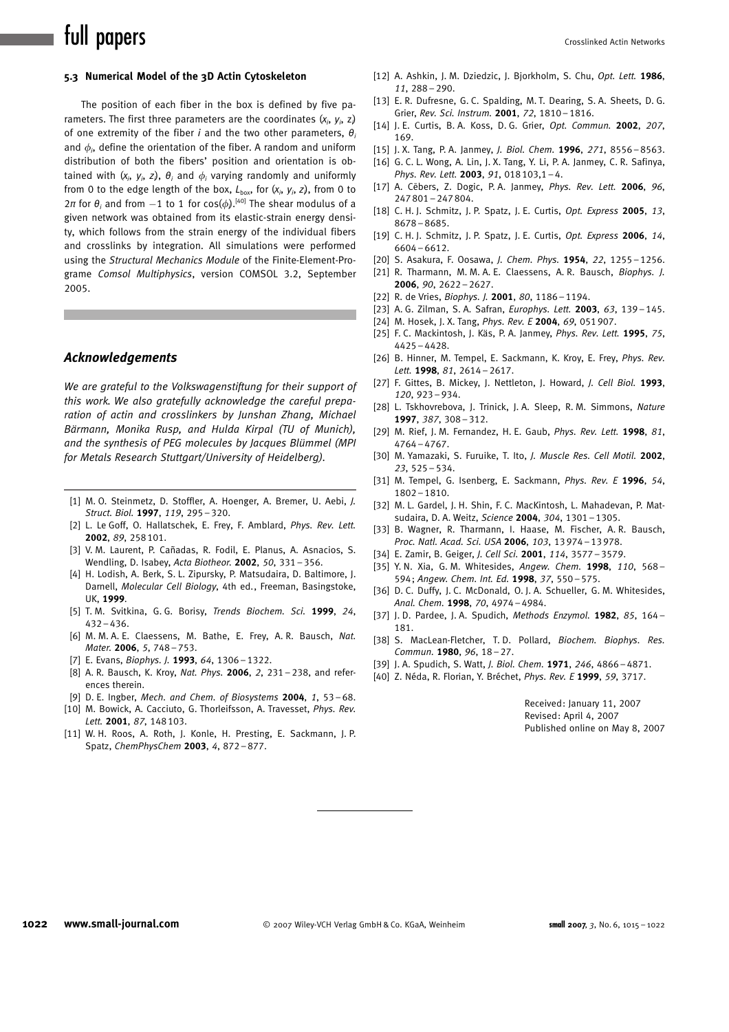### 5.3 Numerical Model of the 3D Actin Cytoskeleton

The position of each fiber in the box is defined by five parameters. The first three parameters are the coordinates ($x_i$, $y_i$, $z_i$) of one extremity of the fiber $i$ and the two other parameters, $\theta_i$ and $\phi_i$, define the orientation of the fiber. A random and uniform distribution of both the fibers' position and orientation is obtained with ($x_i$, $y_i$, $z$), $\theta_i$ and $\phi_i$ varying randomly and uniformly from 0 to the edge length of the box, $L_{box}$, for ($x_i$, $y_i$, $z$), from 0 to $2\pi$ for $\theta_i$ and from $-1$ to 1 for $\cos(\phi_i)$.[40] The shear modulus of a given network was obtained from its elastic-strain energy density, which follows from the strain energy of the individual fibers and crosslinks by integration. All simulations were performed using the *Structural Mechanics Module* of the Finite-Element-Programe *Comsol Multiphysics*, version COMSOL 3.2, September 2005.

## Acknowledgements

*We are grateful to the Volkswagenstiftung for their support of this work. We also gratefully acknowledge the careful preparation of actin and crosslinkers by Junshan Zhang, Michael Bärmann, Monika Rusp, and Hulda Kirpal (TU of Munich), and the synthesis of PEG molecules by Jacques Blümmel (MPI for Metals Research Stuttgart/University of Heidelberg).*

[1] M. O. Steinmetz, D. Stoffler, A. Hoenger, A. Bremer, U. Aebi, *J. Struct. Biol.* **1997**, *119*, 295–320.

[2] L. Le Goff, O. Hallatschek, E. Frey, F. Amblard, *Phys. Rev. Lett.* **2002**, *89*, 258 101.

[3] V. M. Laurent, P. Cañadas, R. Fodil, E. Planus, A. Asnacios, S. Wendling, D. Isabey, *Acta Biotheor.* **2002**, *50*, 331–356.

[4] H. Lodish, A. Berk, S. L. Zipursky, P. Matsudaira, D. Baltimore, J. Darnell, *Molecular Cell Biology*, 4th ed., Freeman, Basingstoke, UK, **1999**.

[5] T. M. Svitkina, G. G. Borisy, *Trends Biochem. Sci.* **1999**, *24*, 432–436.

[6] M. M. A. E. Claessens, M. Bathe, E. Frey, A. R. Bausch, *Nat. Mater.* **2006**, *5*, 748–753.

[7] E. Evans, *Biophys. J.* **1993**, *64*, 1306–1322.

[8] A. R. Bausch, K. Kroy, *Nat. Phys.* **2006**, *2*, 231–238, and references therein.

[9] D. E. Ingber, *Mech. and Chem. of Biosystems* **2004**, *1*, 53–68.

[10] M. Bowick, A. Cacciuto, G. Thorleifsson, A. Travesset, *Phys. Rev. Lett.* **2001**, *87*, 148 103.

[11] W. H. Roos, A. Roth, J. Konle, H. Presting, E. Sackmann, J. P. Spatz, *ChemPhysChem* **2003**, *4*, 872–877.

[12] A. Ashkin, J. M. Dziedzic, J. Bjorkholm, S. Chu, *Opt. Lett.* **1986**, *11*, 288–290.

[13] E. R. Dufresne, G. C. Spalding, M. T. Dearing, S. A. Sheets, D. G. Grier, *Rev. Sci. Instrum.* **2001**, *72*, 1810–1816.

[14] J. E. Curtis, B. A. Koss, D. G. Grier, *Opt. Commun.* **2002**, *207*, 169.

[15] J. X. Tang, P. A. Janmey, *J. Biol. Chem.* **1996**, *271*, 8556–8563.

[16] G. C. L. Wong, A. Lin, J. X. Tang, Y. Li, P. A. Janmey, C. R. Safinya, *Phys. Rev. Lett.* **2003**, *91*, 018 103,1–4.

[17] A. Cēbers, Z. Dogic, P. A. Janmey, *Phys. Rev. Lett.* **2006**, *96*, 247 801–247 804.

[18] C. H. J. Schmitz, J. P. Spatz, J. E. Curtis, *Opt. Express* **2005**, *13*, 8678–8685.

[19] C. H. J. Schmitz, J. P. Spatz, J. E. Curtis, *Opt. Express* **2006**, *14*, 6604–6612.

[20] S. Asakura, F. Oosawa, *J. Chem. Phys.* **1954**, *22*, 1255–1256.

[21] R. Tharmann, M. M. A. E. Claessens, A. R. Bausch, *Biophys. J.* **2006**, *90*, 2622–2627.

[22] R. de Vries, *Biophys. J.* **2001**, *80*, 1186–1194.

[23] A. G. Zilman, S. A. Safran, *Europhys. Lett.* **2003**, *63*, 139–145.

[24] M. Hosek, J. X. Tang, *Phys. Rev. E* **2004**, *69*, 051 907.

[25] F. C. Mackintosh, J. Käs, P. A. Janmey, *Phys. Rev. Lett.* **1995**, *75*, 4425–4428.

[26] B. Hinner, M. Tempel, E. Sackmann, K. Kroy, E. Frey, *Phys. Rev. Lett.* **1998**, *81*, 2614–2617.

[27] F. Gittes, B. Mickey, J. Nettleton, J. Howard, *J. Cell Biol.* **1993**, *120*, 923–934.

[28] L. Tskhovrebova, J. Trinick, J. A. Sleep, R. M. Simmons, *Nature* **1997**, *387*, 308–312.

[29] M. Rief, J. M. Fernandez, H. E. Gaub, *Phys. Rev. Lett.* **1998**, *81*, 4764–4767.

[30] M. Yamazaki, S. Furuike, T. Ito, *J. Muscle Res. Cell Motil.* **2002**, *23*, 525–534.

[31] M. Tempel, G. Isenberg, E. Sackmann, *Phys. Rev. E* **1996**, *54*, 1802–1810.

[32] M. L. Gardel, J. H. Shin, F. C. MacKintosh, L. Mahadevan, P. Matsudaira, D. A. Weitz, *Science* **2004**, *304*, 1301–1305.

[33] B. Wagner, R. Tharmann, I. Haase, M. Fischer, A. R. Bausch, *Proc. Natl. Acad. Sci. USA* **2006**, *103*, 13 974–13 978.

[34] E. Zamir, B. Geiger, *J. Cell Sci.* **2001**, *114*, 3577–3579.

[35] Y. N. Xia, G. M. Whitesides, *Angew. Chem.* **1998**, *110*, 568–594; *Angew. Chem. Int. Ed.* **1998**, *37*, 550–575.

[36] D. C. Duffy, J. C. McDonald, O. J. A. Schueller, G. M. Whitesides, *Anal. Chem.* **1998**, *70*, 4974–4984.

[37] J. D. Pardee, J. A. Spudich, *Methods Enzymol.* **1982**, *85*, 164–181.

[38] S. MacLean-Fletcher, T. D. Pollard, *Biochem. Biophys. Res. Commun.* **1980**, *96*, 18–27.

[39] J. A. Spudich, S. Watt, *J. Biol. Chem.* **1971**, *246*, 4866–4871.

[40] Z. Néda, R. Florian, Y. Bréchet, *Phys. Rev. E* **1999**, *59*, 3717.

Received: January 11, 2007
Revised: April 4, 2007
Published online on May 8, 2007